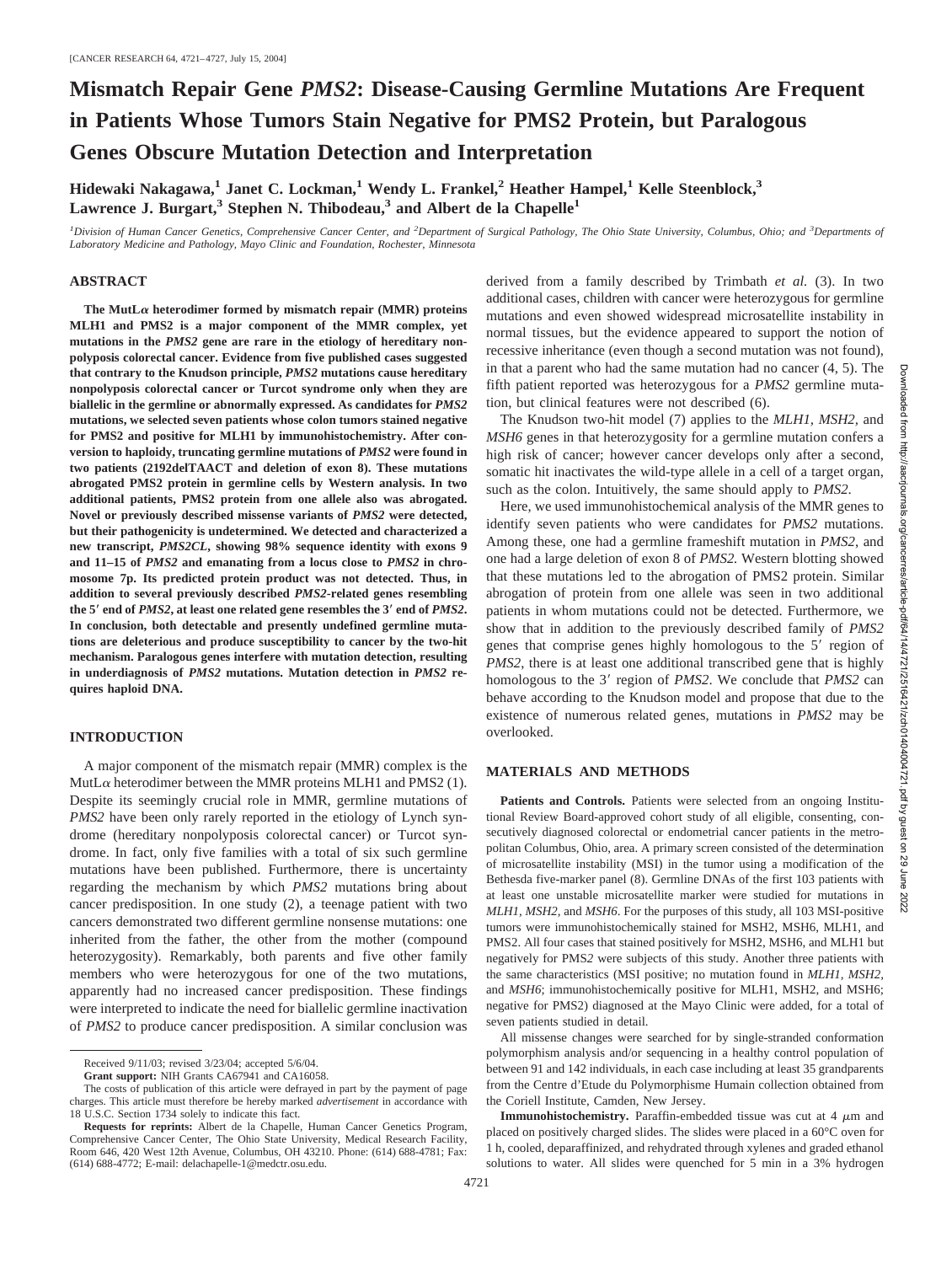# Mismatch Repair Gene *PMS2*: Disease-Causing Germline Mutations Are Frequent in Patients Whose Tumors Stain Negative for PMS2 Protein, but Paralogous Genes Obscure Mutation Detection and Interpretation

**Hidewaki Nakagawa,[1] Janet C. Lockman,[1] Wendy L. Frankel,[2] Heather Hampel,[1] Kelle Steenblock,[3] Lawrence J. Burgart,[3] Stephen N. Thibodeau,[3] and Albert de la Chapelle[1]**

[1]*Division of Human Cancer Genetics, Comprehensive Cancer Center, and* [2]*Department of Surgical Pathology, The Ohio State University, Columbus, Ohio; and* [3]*Departments of Laboratory Medicine and Pathology, Mayo Clinic and Foundation, Rochester, Minnesota*

## ABSTRACT

**The MutLα heterodimer formed by mismatch repair (MMR) proteins MLH1 and PMS2 is a major component of the MMR complex, yet mutations in the *PMS2* gene are rare in the etiology of hereditary nonpolyposis colorectal cancer. Evidence from five published cases suggested that contrary to the Knudson principle, *PMS2* mutations cause hereditary nonpolyposis colorectal cancer or Turcot syndrome only when they are biallelic in the germline or abnormally expressed. As candidates for *PMS2* mutations, we selected seven patients whose colon tumors stained negative for PMS2 and positive for MLH1 by immunohistochemistry. After conversion to haploidy, truncating germline mutations of *PMS2* were found in two patients (2192delTAACT and deletion of exon 8). These mutations abrogated PMS2 protein in germline cells by Western analysis. In two additional patients, PMS2 protein from one allele also was abrogated. Novel or previously described missense variants of *PMS2* were detected, but their pathogenicity is undetermined. We detected and characterized a new transcript, *PMS2CL*, showing 98% sequence identity with exons 9 and 11–15 of *PMS2* and emanating from a locus close to *PMS2* in chromosome 7p. Its predicted protein product was not detected. Thus, in addition to several previously described *PMS2*-related genes resembling the 5′ end of *PMS2*, at least one related gene resembles the 3′ end of *PMS2*. In conclusion, both detectable and presently undefined germline mutations are deleterious and produce susceptibility to cancer by the two-hit mechanism. Paralogous genes interfere with mutation detection, resulting in underdiagnosis of *PMS2* mutations. Mutation detection in *PMS2* requires haploid DNA.**

## INTRODUCTION

A major component of the mismatch repair (MMR) complex is the MutLα heterodimer between the MMR proteins MLH1 and PMS2 (1). Despite its seemingly crucial role in MMR, germline mutations of *PMS2* have been only rarely reported in the etiology of Lynch syndrome (hereditary nonpolyposis colorectal cancer) or Turcot syndrome. In fact, only five families with a total of six such germline mutations have been published. Furthermore, there is uncertainty regarding the mechanism by which *PMS2* mutations bring about cancer predisposition. In one study (2), a teenage patient with two cancers demonstrated two different germline nonsense mutations: one inherited from the father, the other from the mother (compound heterozygosity). Remarkably, both parents and five other family members who were heterozygous for one of the two mutations, apparently had no increased cancer predisposition. These findings were interpreted to indicate the need for biallelic germline inactivation of *PMS2* to produce cancer predisposition. A similar conclusion was derived from a family described by Trimbath *et al.* (3). In two additional cases, children with cancer were heterozygous for germline mutations and even showed widespread microsatellite instability in normal tissues, but the evidence appeared to support the notion of recessive inheritance (even though a second mutation was not found), in that a parent who had the same mutation had no cancer (4, 5). The fifth patient reported was heterozygous for a *PMS2* germline mutation, but clinical features were not described (6).

The Knudson two-hit model (7) applies to the *MLH1*, *MSH2*, and *MSH6* genes in that heterozygosity for a germline mutation confers a high risk of cancer; however cancer develops only after a second, somatic hit inactivates the wild-type allele in a cell of a target organ, such as the colon. Intuitively, the same should apply to *PMS2*.

Here, we used immunohistochemical analysis of the MMR genes to identify seven patients who were candidates for *PMS2* mutations. Among these, one had a germline frameshift mutation in *PMS2*, and one had a large deletion of exon 8 of *PMS2*. Western blotting showed that these mutations led to the abrogation of PMS2 protein. Similar abrogation of protein from one allele was seen in two additional patients in whom mutations could not be detected. Furthermore, we show that in addition to the previously described family of *PMS2* genes that comprise genes highly homologous to the 5′ region of *PMS2*, there is at least one additional transcribed gene that is highly homologous to the 3′ region of *PMS2*. We conclude that *PMS2* can behave according to the Knudson model and propose that due to the existence of numerous related genes, mutations in *PMS2* may be overlooked.

## MATERIALS AND METHODS

**Patients and Controls.** Patients were selected from an ongoing Institutional Review Board-approved cohort study of all eligible, consenting, consecutively diagnosed colorectal or endometrial cancer patients in the metropolitan Columbus, Ohio, area. A primary screen consisted of the determination of microsatellite instability (MSI) in the tumor using a modification of the Bethesda five-marker panel (8). Germline DNAs of the first 103 patients with at least one unstable microsatellite marker were studied for mutations in *MLH1*, *MSH2*, and *MSH6*. For the purposes of this study, all 103 MSI-positive tumors were immunohistochemically stained for MSH2, MSH6, MLH1, and PMS2. All four cases that stained positively for MSH2, MSH6, and MLH1 but negatively for PMS2 were subjects of this study. Another three patients with the same characteristics (MSI positive; no mutation found in *MLH1*, *MSH2*, and *MSH6*; immunohistochemically positive for MLH1, MSH2, and MSH6; negative for PMS2) diagnosed at the Mayo Clinic were added, for a total of seven patients studied in detail.

All missense changes were searched for by single-stranded conformation polymorphism analysis and/or sequencing in a healthy control population of between 91 and 142 individuals, in each case including at least 35 grandparents from the Centre d'Etude du Polymorphisme Humain collection obtained from the Coriell Institute, Camden, New Jersey.

**Immunohistochemistry.** Paraffin-embedded tissue was cut at 4 μm and placed on positively charged slides. The slides were placed in a 60°C oven for 1 h, cooled, deparaffinized, and rehydrated through xylenes and graded ethanol solutions to water. All slides were quenched for 5 min in a 3% hydrogen

---

Received 9/11/03; revised 3/23/04; accepted 5/6/04.

**Grant support:** NIH Grants CA67941 and CA16058.

The costs of publication of this article were defrayed in part by the payment of page charges. This article must therefore be hereby marked *advertisement* in accordance with 18 U.S.C. Section 1734 solely to indicate this fact.

**Requests for reprints:** Albert de la Chapelle, Human Cancer Genetics Program, Comprehensive Cancer Center, The Ohio State University, Medical Research Facility, Room 646, 420 West 12th Avenue, Columbus, OH 43210. Phone: (614) 688-4781; Fax: (614) 688-4772; E-mail: delachapelle-1@medctr.osu.edu.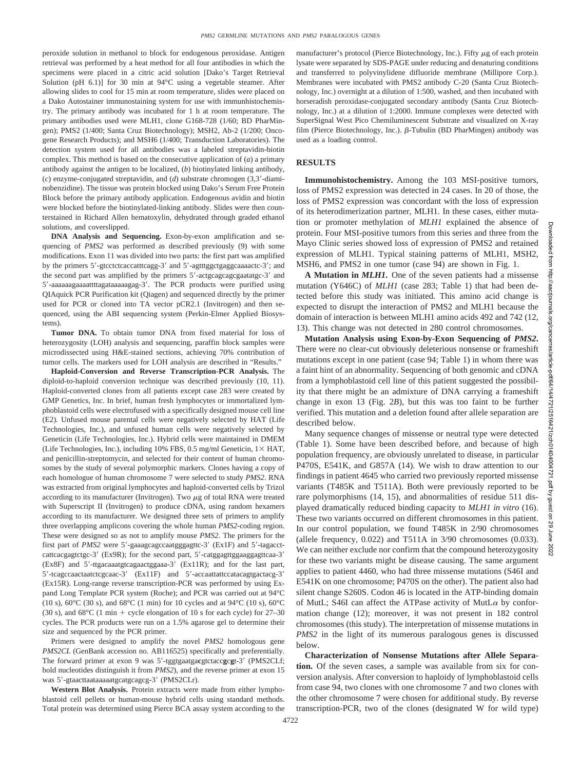peroxide solution in methanol to block for endogenous peroxidase. Antigen retrieval was performed by a heat method for all four antibodies in which the specimens were placed in a citric acid solution [Dako's Target Retrieval Solution (pH 6.1)] for 30 min at 94°C using a vegetable steamer. After allowing slides to cool for 15 min at room temperature, slides were placed on a Dako Autostainer immunostaining system for use with immunhistochemistry. The primary antibody was incubated for 1 h at room temperature. The primary antibodies used were MLH1, clone G168-728 (1/60; BD PharMingen); PMS2 (1/400; Santa Cruz Biotechnology); MSH2, Ab-2 (1/200; Oncogene Research Products); and MSH6 (1/400; Transduction Laboratories). The detection system used for all antibodies was a labeled streptavidin-biotin complex. This method is based on the consecutive application of (*a*) a primary antibody against the antigen to be localized, (*b*) biotinylated linking antibody, (*c*) enzyme-conjugated streptavidin, and (*d*) substrate chromogen (3,3′-diaminobenzidine). The tissue was protein blocked using Dako's Serum Free Protein Block before the primary antibody application. Endogenous avidin and biotin were blocked before the biotinylated-linking antibody. Slides were then counterstained in Richard Allen hematoxylin, dehydrated through graded ethanol solutions, and coverslipped.

**DNA Analysis and Sequencing.** Exon-by-exon amplification and sequencing of *PMS2* was performed as described previously (9) with some modifications. Exon 11 was divided into two parts: the first part was amplified by the primers 5′-gtcctctcaccatttcagg-3′ and 5′-agtttggctgaggcaaaactc-3′; and the second part was amplified by the primers 5′-actgcagcagcgaatatgc-3′ and 5′-aaaaaagaaaattttagataaaaagag-3′. The PCR products were purified using QIAquick PCR Purification kit (Qiagen) and sequenced directly by the primer used for PCR or cloned into TA vector pCR2.1 (Invitrogen) and then sequenced, using the ABI sequencing system (Perkin-Elmer Applied Biosystems).

**Tumor DNA.** To obtain tumor DNA from fixed material for loss of heterozygosity (LOH) analysis and sequencing, paraffin block samples were microdissected using H&E-stained sections, achieving 70% contribution of tumor cells. The markers used for LOH analysis are described in "Results."

**Haploid-Conversion and Reverse Transcription-PCR Analysis.** The diploid-to-haploid conversion technique was described previously (10, 11). Haploid-converted clones from all patients except case 283 were created by GMP Genetics, Inc. In brief, human fresh lymphocytes or immortalized lymphoblastoid cells were electrofused with a specifically designed mouse cell line (E2). Unfused mouse parental cells were negatively selected by HAT (Life Technologies, Inc.), and unfused human cells were negatively selected by Geneticin (Life Technologies, Inc.). Hybrid cells were maintained in DMEM (Life Technologies, Inc.), including 10% FBS, 0.5 mg/ml Geneticin, 1× HAT, and penicillin-streptomycin, and selected for their content of human chromosomes by the study of several polymorphic markers. Clones having a copy of each homologue of human chromosome 7 were selected to study *PMS2*. RNA was extracted from original lymphocytes and haploid-converted cells by Trizol according to its manufacturer (Invitrogen). Two μg of total RNA were treated with Superscript II (Invitrogen) to produce cDNA, using random hexamers according to its manufacturer. We designed three sets of primers to amplify three overlapping amplicons covering the whole human *PMS2*-coding region. These were designed so as not to amplify mouse *PMS2*. The primers for the first part of *PMS2* were 5′-gaaagcagccaatgggagttc-3′ (Ex1F) and 5′-tagacctcattcacgagtctgc-3′ (Ex9R); for the second part, 5′-catggagttggaaggagttcaa-3′ (Ex8F) and 5′-ttgacaaatgtcagaactggaaa-3′ (Ex11R); and for the last part, 5′-tcagccaactaatctcgcaac-3′ (Ex11F) and 5′-accaattattccatacagtgactacg-3′ (Ex15R). Long-range reverse transcription-PCR was performed by using Expand Long Template PCR system (Roche); and PCR was carried out at 94°C (10 s), 60°C (30 s), and 68°C (1 min) for 10 cycles and at 94°C (10 s), 60°C (30 s), and 68°C (1 min + cycle elongation of 10 s for each cycle) for 27–30 cycles. The PCR products were run on a 1.5% agarose gel to determine their size and sequenced by the PCR primer.

Primers were designed to amplify the novel *PMS2* homologous gene *PMS2CL* (GenBank accession no. AB116525) specifically and preferentially. The forward primer at exon 9 was 5′-tggtgaatga**c**gtctacc**g**c**g**t-3′ (PMS2CLf; bold nucleotides distinguish it from *PMS2*), and the reverse primer at exon 15 was 5′-gtaacttaataaaaatgcatgcagcg-3′ (PMS2CLr).

**Western Blot Analysis.** Protein extracts were made from either lymphoblastoid cell pellets or human-mouse hybrid cells using standard methods. Total protein was determined using Pierce BCA assay system according to the manufacturer's protocol (Pierce Biotechnology, Inc.). Fifty μg of each protein lysate were separated by SDS-PAGE under reducing and denaturing conditions and transferred to polyvinylidene difluoride membrane (Millipore Corp.). Membranes were incubated with PMS2 antibody C-20 (Santa Cruz Biotechnology, Inc.) overnight at a dilution of 1:500, washed, and then incubated with horseradish peroxidase-conjugated secondary antibody (Santa Cruz Biotechnology, Inc.) at a dilution of 1:2000. Immune complexes were detected with SuperSignal West Pico Chemiluminescent Substrate and visualized on X-ray film (Pierce Biotechnology, Inc.). β-Tubulin (BD PharMingen) antibody was used as a loading control.

## RESULTS

**Immunohistochemistry.** Among the 103 MSI-positive tumors, loss of PMS2 expression was detected in 24 cases. In 20 of those, the loss of PMS2 expression was concordant with the loss of expression of its heterodimerization partner, MLH1. In these cases, either mutation or promoter methylation of *MLH1* explained the absence of protein. Four MSI-positive tumors from this series and three from the Mayo Clinic series showed loss of expression of PMS2 and retained expression of MLH1. Typical staining patterns of MLH1, MSH2, MSH6, and PMS2 in one tumor (case 94) are shown in Fig. 1.

**A Mutation in *MLH1*.** One of the seven patients had a missense mutation (Y646C) of *MLH1* (case 283; Table 1) that had been detected before this study was initiated. This amino acid change is expected to disrupt the interaction of PMS2 and MLH1 because the domain of interaction is between MLH1 amino acids 492 and 742 (12, 13). This change was not detected in 280 control chromosomes.

**Mutation Analysis using Exon-by-Exon Sequencing of *PMS2*.** There were no clear-cut obviously deleterious nonsense or frameshift mutations except in one patient (case 94; Table 1) in whom there was a faint hint of an abnormality. Sequencing of both genomic and cDNA from a lymphoblastoid cell line of this patient suggested the possibility that there might be an admixture of DNA carrying a frameshift change in exon 13 (Fig. 2*B*), but this was too faint to be further verified. This mutation and a deletion found after allele separation are described below.

Many sequence changes of missense or neutral type were detected (Table 1). Some have been described before, and because of high population frequency, are obviously unrelated to disease, in particular P470S, E541K, and G857A (14). We wish to draw attention to our findings in patient 4645 who carried two previously reported missense variants (T485K and T511A). Both were previously reported to be rare polymorphisms (14, 15), and abnormalities of residue 511 displayed dramatically reduced binding capacity to *MLH1 in vitro* (16). These two variants occurred on different chromosomes in this patient. In our control population, we found T485K in 2/90 chromosomes (allele frequency, 0.022) and T511A in 3/90 chromosomes (0.033). We can neither exclude nor confirm that the compound heterozygosity for these two variants might be disease causing. The same argument applies to patient 4460, who had three missense mutations (S46I and E541K on one chromosome; P470S on the other). The patient also had silent change S260S. Codon 46 is located in the ATP-binding domain of MutL; S46I can affect the ATPase activity of MutLα by conformation change (12); moreover, it was not present in 182 control chromosomes (this study). The interpretation of missense mutations in *PMS2* in the light of its numerous paralogous genes is discussed below.

**Characterization of Nonsense Mutations after Allele Separation.** Of the seven cases, a sample was available from six for conversion analysis. After conversion to haploidy of lymphoblastoid cells from case 94, two clones with one chromosome 7 and two clones with the other chromosome 7 were chosen for additional study. By reverse transcription-PCR, two of the clones (designated W for wild type)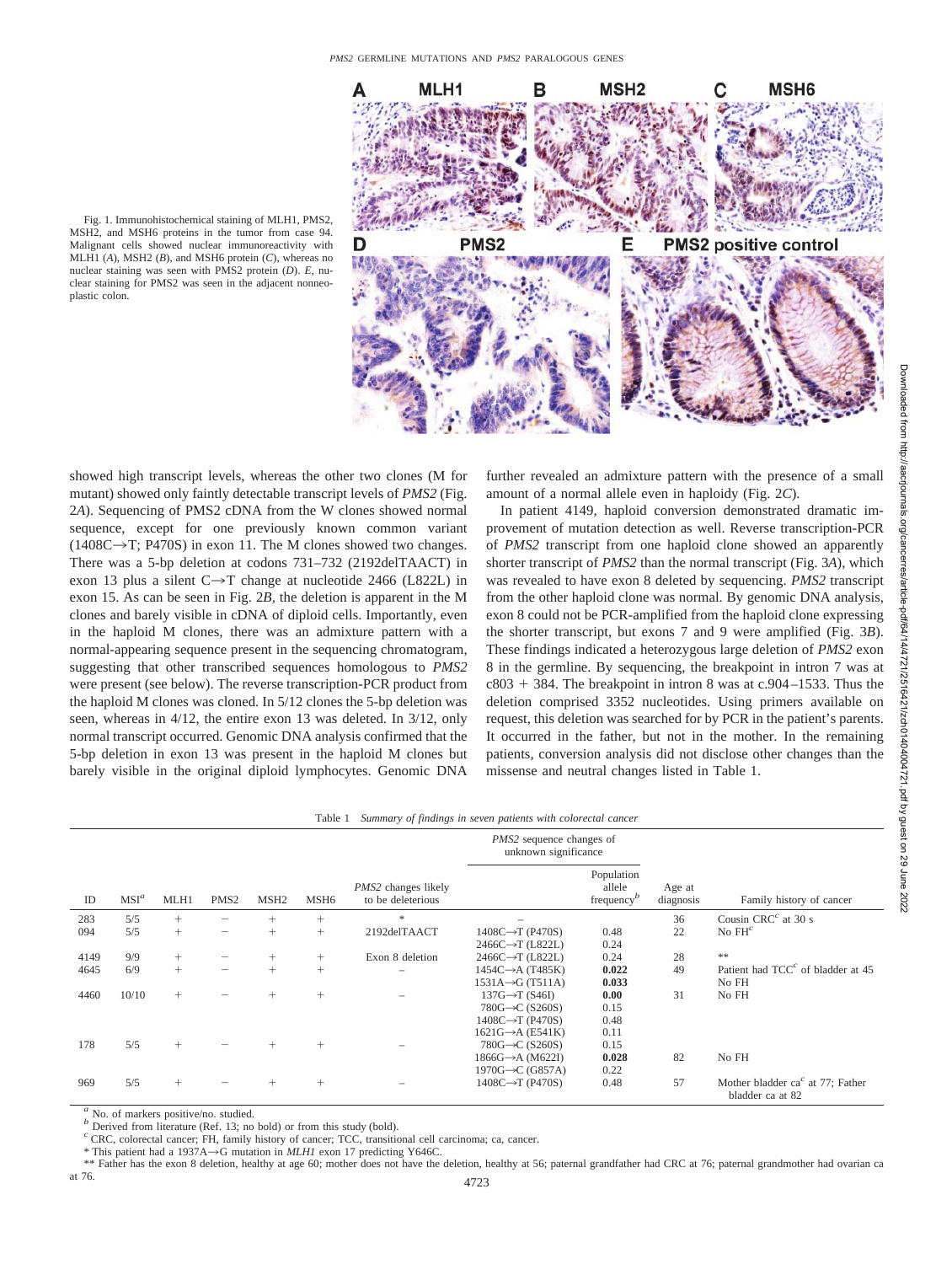Fig. 1. Immunohistochemical staining of MLH1, PMS2, MSH2, and MSH6 proteins in the tumor from case 94. Malignant cells showed nuclear immunoreactivity with MLH1 (*A*), MSH2 (*B*), and MSH6 protein (*C*), whereas no nuclear staining was seen with PMS2 protein (*D*). *E*, nuclear staining for PMS2 was seen in the adjacent nonneoplastic colon.

showed high transcript levels, whereas the other two clones (M for mutant) showed only faintly detectable transcript levels of *PMS2* (Fig. 2*A*). Sequencing of PMS2 cDNA from the W clones showed normal sequence, except for one previously known common variant (1408C→T; P470S) in exon 11. The M clones showed two changes. There was a 5-bp deletion at codons 731–732 (2192delTAACT) in exon 13 plus a silent C→T change at nucleotide 2466 (L822L) in exon 15. As can be seen in Fig. 2*B*, the deletion is apparent in the M clones and barely visible in cDNA of diploid cells. Importantly, even in the haploid M clones, there was an admixture pattern with a normal-appearing sequence present in the sequencing chromatogram, suggesting that other transcribed sequences homologous to *PMS2* were present (see below). The reverse transcription-PCR product from the haploid M clones was cloned. In 5/12 clones the 5-bp deletion was seen, whereas in 4/12, the entire exon 13 was deleted. In 3/12, only normal transcript occurred. Genomic DNA analysis confirmed that the 5-bp deletion in exon 13 was present in the haploid M clones but barely visible in the original diploid lymphocytes. Genomic DNA further revealed an admixture pattern with the presence of a small amount of a normal allele even in haploidy (Fig. 2*C*).

In patient 4149, haploid conversion demonstrated dramatic improvement of mutation detection as well. Reverse transcription-PCR of *PMS2* transcript from one haploid clone showed an apparently shorter transcript of *PMS2* than the normal transcript (Fig. 3*A*), which was revealed to have exon 8 deleted by sequencing. *PMS2* transcript from the other haploid clone was normal. By genomic DNA analysis, exon 8 could not be PCR-amplified from the haploid clone expressing the shorter transcript, but exons 7 and 9 were amplified (Fig. 3*B*). These findings indicated a heterozygous large deletion of *PMS2* exon 8 in the germline. By sequencing, the breakpoint in intron 7 was at c803 + 384. The breakpoint in intron 8 was at c.904–1533. Thus the deletion comprised 3352 nucleotides. Using primers available on request, this deletion was searched for by PCR in the patient's parents. It occurred in the father, but not in the mother. In the remaining patients, conversion analysis did not disclose other changes than the missense and neutral changes listed in Table 1.

Table 1 *Summary of findings in seven patients with colorectal cancer*

| ID | MSI[a] | MLH1 | PMS2 | MSH2 | MSH6 | *PMS2* changes likely to be deleterious | *PMS2* sequence changes of unknown significance | Population allele frequency[b] | Age at diagnosis | Family history of cancer |
|---|---|---|---|---|---|---|---|---|---|---|
| 283 | 5/5 | + | − | + | + | * | − | | 36 | Cousin CRC[c] at 30 s |
| 094 | 5/5 | + | − | + | + | 2192delTAACT | 1408C→T (P470S) | 0.48 | 22 | No FH[c] |
| | | | | | | | 2466C→T (L822L) | 0.24 | | |
| 4149 | 9/9 | + | − | + | + | Exon 8 deletion | 2466C→T (L822L) | 0.24 | 28 | ** |
| 4645 | 6/9 | + | − | + | + | − | 1454C→A (T485K) | **0.022** | 49 | Patient had TCC[c] of bladder at 45 |
| | | | | | | | 1531A→G (T511A) | **0.033** | | No FH |
| 4460 | 10/10 | + | − | + | + | − | 137G→T (S46I) | **0.00** | 31 | No FH |
| | | | | | | | 780G→C (S260S) | 0.15 | | |
| | | | | | | | 1408C→T (P470S) | 0.48 | | |
| | | | | | | | 1621G→A (E541K) | 0.11 | | |
| 178 | 5/5 | + | − | + | + | − | 780G→C (S260S) | 0.15 | | |
| | | | | | | | 1866G→A (M622I) | **0.028** | 82 | No FH |
| | | | | | | | 1970G→C (G857A) | 0.22 | | |
| 969 | 5/5 | + | − | + | + | − | 1408C→T (P470S) | 0.48 | 57 | Mother bladder ca[c] at 77; Father bladder ca at 82 |

[a] No. of markers positive/no. studied.
[b] Derived from literature (Ref. 13; no bold) or from this study (bold).
[c] CRC, colorectal cancer; FH, family history of cancer; TCC, transitional cell carcinoma; ca, cancer.
* This patient had a 1937A→G mutation in *MLH1* exon 17 predicting Y646C.
** Father has the exon 8 deletion, healthy at age 60; mother does not have the deletion, healthy at 56; paternal grandfather had CRC at 76; paternal grandmother had ovarian ca at 76.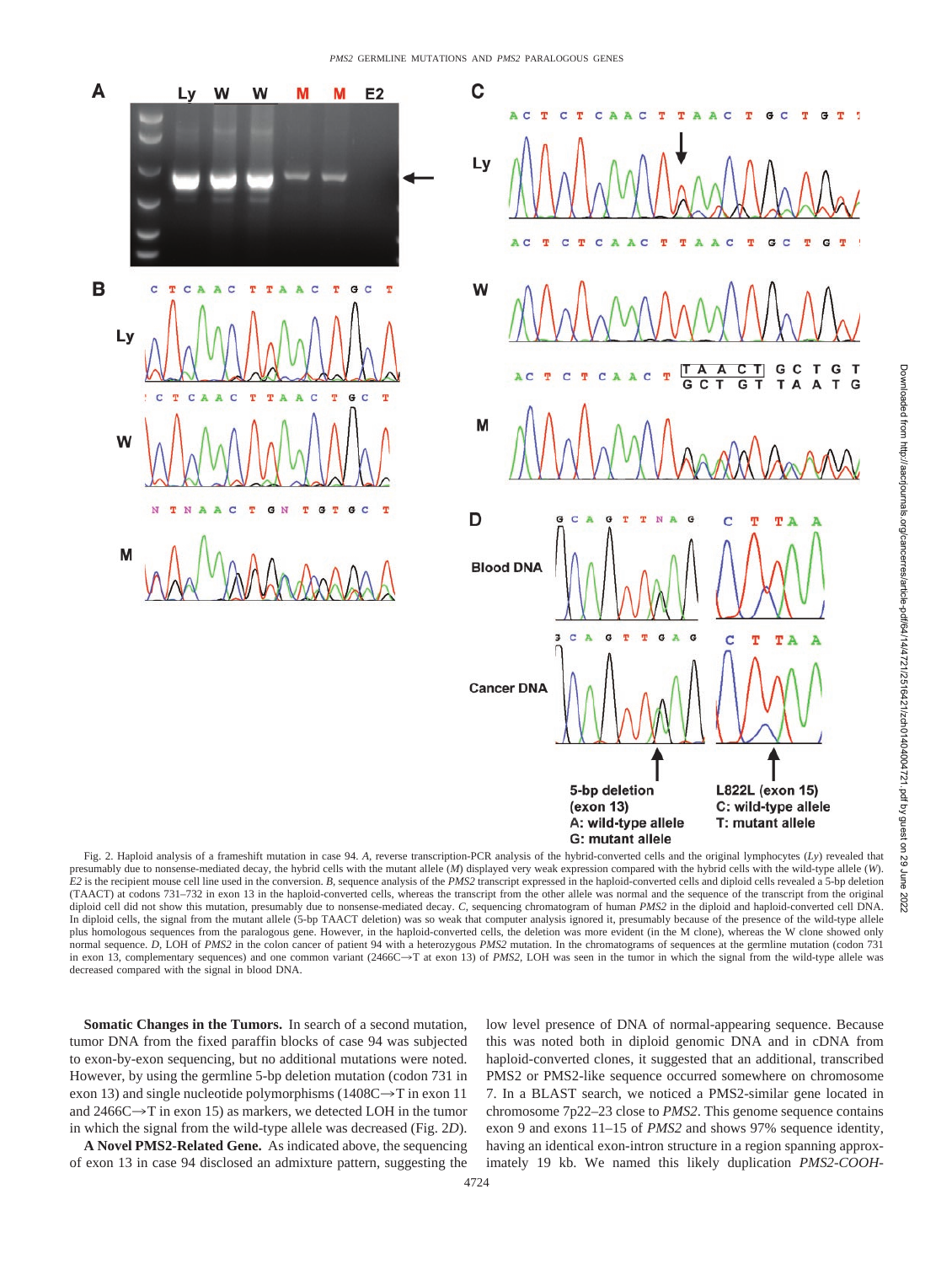Fig. 2. Haploid analysis of a frameshift mutation in case 94. *A*, reverse transcription-PCR analysis of the hybrid-converted cells and the original lymphocytes (*Ly*) revealed that presumably due to nonsense-mediated decay, the hybrid cells with the mutant allele (*M*) displayed very weak expression compared with the hybrid cells with the wild-type allele (*W*). *E2* is the recipient mouse cell line used in the conversion. *B*, sequence analysis of the *PMS2* transcript expressed in the haploid-converted cells and diploid cells revealed a 5-bp deletion (TAACT) at codons 731–732 in exon 13 in the haploid-converted cells, whereas the transcript from the other allele was normal and the sequence of the transcript from the original diploid cell did not show this mutation, presumably due to nonsense-mediated decay. *C*, sequencing chromatogram of human *PMS2* in the diploid and haploid-converted cell DNA. In diploid cells, the signal from the mutant allele (5-bp TAACT deletion) was so weak that computer analysis ignored it, presumably because of the presence of the wild-type allele plus homologous sequences from the paralogous gene. However, in the haploid-converted cells, the deletion was more evident (in the M clone), whereas the W clone showed only normal sequence. *D*, LOH of *PMS2* in the colon cancer of patient 94 with a heterozygous *PMS2* mutation. In the chromatograms of sequences at the germline mutation (codon 731 in exon 13, complementary sequences) and one common variant (2466C→T at exon 13) of *PMS2*, LOH was seen in the tumor in which the signal from the wild-type allele was decreased compared with the signal in blood DNA.

**Somatic Changes in the Tumors.** In search of a second mutation, tumor DNA from the fixed paraffin blocks of case 94 was subjected to exon-by-exon sequencing, but no additional mutations were noted. However, by using the germline 5-bp deletion mutation (codon 731 in exon 13) and single nucleotide polymorphisms (1408C→T in exon 11 and 2466C→T in exon 15) as markers, we detected LOH in the tumor in which the signal from the wild-type allele was decreased (Fig. 2*D*).

**A Novel PMS2-Related Gene.** As indicated above, the sequencing of exon 13 in case 94 disclosed an admixture pattern, suggesting the low level presence of DNA of normal-appearing sequence. Because this was noted both in diploid genomic DNA and in cDNA from haploid-converted clones, it suggested that an additional, transcribed PMS2 or PMS2-like sequence occurred somewhere on chromosome 7. In a BLAST search, we noticed a PMS2-similar gene located in chromosome 7p22–23 close to *PMS2*. This genome sequence contains exon 9 and exons 11–15 of *PMS2* and shows 97% sequence identity, having an identical exon-intron structure in a region spanning approximately 19 kb. We named this likely duplication *PMS2-COOH-*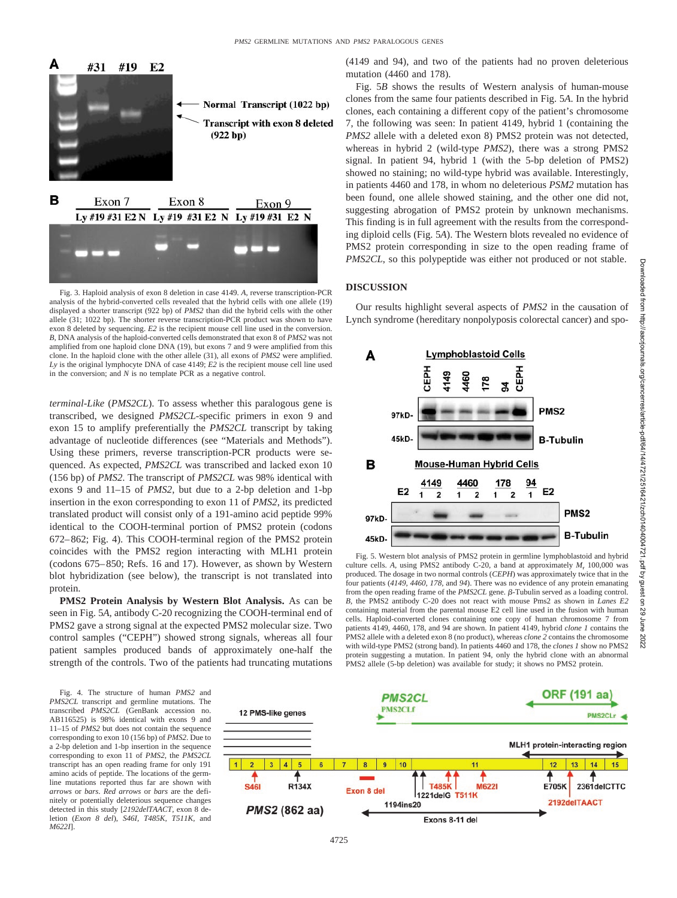Fig. 3. Haploid analysis of exon 8 deletion in case 4149. *A*, reverse transcription-PCR analysis of the hybrid-converted cells revealed that the hybrid cells with one allele (19) displayed a shorter transcript (922 bp) of *PMS2* than did the hybrid cells with the other allele (31; 1022 bp). The shorter reverse transcription-PCR product was shown to have exon 8 deleted by sequencing. *E2* is the recipient mouse cell line used in the conversion. *B*, DNA analysis of the haploid-converted cells demonstrated that exon 8 of *PMS2* was not amplified from one haploid clone DNA (19), but exons 7 and 9 were amplified from this clone. In the haploid clone with the other allele (31), all exons of *PMS2* were amplified. *Ly* is the original lymphocyte DNA of case 4149; *E2* is the recipient mouse cell line used in the conversion; and *N* is no template PCR as a negative control.

*terminal-Like* (*PMS2CL*). To assess whether this paralogous gene is transcribed, we designed *PMS2CL*-specific primers in exon 9 and exon 15 to amplify preferentially the *PMS2CL* transcript by taking advantage of nucleotide differences (see "Materials and Methods"). Using these primers, reverse transcription-PCR products were sequenced. As expected, *PMS2CL* was transcribed and lacked exon 10 (156 bp) of *PMS2*. The transcript of *PMS2CL* was 98% identical with exons 9 and 11–15 of *PMS2*, but due to a 2-bp deletion and 1-bp insertion in the exon corresponding to exon 11 of *PMS2*, its predicted translated product will consist only of a 191-amino acid peptide 99% identical to the COOH-terminal portion of PMS2 protein (codons 672–862; Fig. 4). This COOH-terminal region of the PMS2 protein coincides with the PMS2 region interacting with MLH1 protein (codons 675–850; Refs. 16 and 17). However, as shown by Western blot hybridization (see below), the transcript is not translated into protein.

**PMS2 Protein Analysis by Western Blot Analysis.** As can be seen in Fig. 5*A*, antibody C-20 recognizing the COOH-terminal end of PMS2 gave a strong signal at the expected PMS2 molecular size. Two control samples ("CEPH") showed strong signals, whereas all four patient samples produced bands of approximately one-half the strength of the controls. Two of the patients had truncating mutations (4149 and 94), and two of the patients had no proven deleterious mutation (4460 and 178).

Fig. 5*B* shows the results of Western analysis of human-mouse clones from the same four patients described in Fig. 5*A*. In the hybrid clones, each containing a different copy of the patient's chromosome 7, the following was seen: In patient 4149, hybrid 1 (containing the *PMS2* allele with a deleted exon 8) PMS2 protein was not detected, whereas in hybrid 2 (wild-type *PMS2*), there was a strong PMS2 signal. In patient 94, hybrid 1 (with the 5-bp deletion of PMS2) showed no staining; no wild-type hybrid was available. Interestingly, in patients 4460 and 178, in whom no deleterious *PSM2* mutation has been found, one allele showed staining, and the other one did not, suggesting abrogation of PMS2 protein by unknown mechanisms. This finding is in full agreement with the results from the corresponding diploid cells (Fig. 5*A*). The Western blots revealed no evidence of PMS2 protein corresponding in size to the open reading frame of *PMS2CL*, so this polypeptide was either not produced or not stable.

## DISCUSSION

Our results highlight several aspects of *PMS2* in the causation of Lynch syndrome (hereditary nonpolyposis colorectal cancer) and spo-

Fig. 5. Western blot analysis of PMS2 protein in germline lymphoblastoid and hybrid culture cells. *A*, using PMS2 antibody C-20, a band at approximately $M_r$ 100,000 was produced. The dosage in two normal controls (*CEPH*) was approximately twice that in the four patients (*4149*, *4460*, *178*, and *94*). There was no evidence of any protein emanating from the open reading frame of the *PMS2CL* gene. β-Tubulin served as a loading control. *B*, the PMS2 antibody C-20 does not react with mouse Pms2 as shown in *Lanes E2* containing material from the parental mouse E2 cell line used in the fusion with human cells. Haploid-converted clones containing one copy of human chromosome 7 from patients 4149, 4460, 178, and 94 are shown. In patient 4149, hybrid *clone 1* contains the PMS2 allele with a deleted exon 8 (no product), whereas *clone 2* contains the chromosome with wild-type PMS2 (strong band). In patients 4460 and 178, the *clones 1* show no PMS2 protein suggesting a mutation. In patient 94, only the hybrid clone with an abnormal PMS2 allele (5-bp deletion) was available for study; it shows no PMS2 protein.

Fig. 4. The structure of human *PMS2* and *PMS2CL* transcript and germline mutations. The transcribed *PMS2CL* (GenBank accession no. AB116525) is 98% identical with exons 9 and 11–15 of *PMS2* but does not contain the sequence corresponding to exon 10 (156 bp) of *PMS2*. Due to a 2-bp deletion and 1-bp insertion in the sequence corresponding to exon 11 of *PMS2*, the *PMS2CL* transcript has an open reading frame for only 191 amino acids of peptide. The locations of the germline mutations reported thus far are shown with *arrows* or *bars*. *Red arrows* or *bars* are the definitely or potentially deleterious sequence changes detected in this study [*2192delTAACT*, exon 8 deletion (*Exon 8 del*), *S46I*, *T485K*, *T511K*, and *M622I*].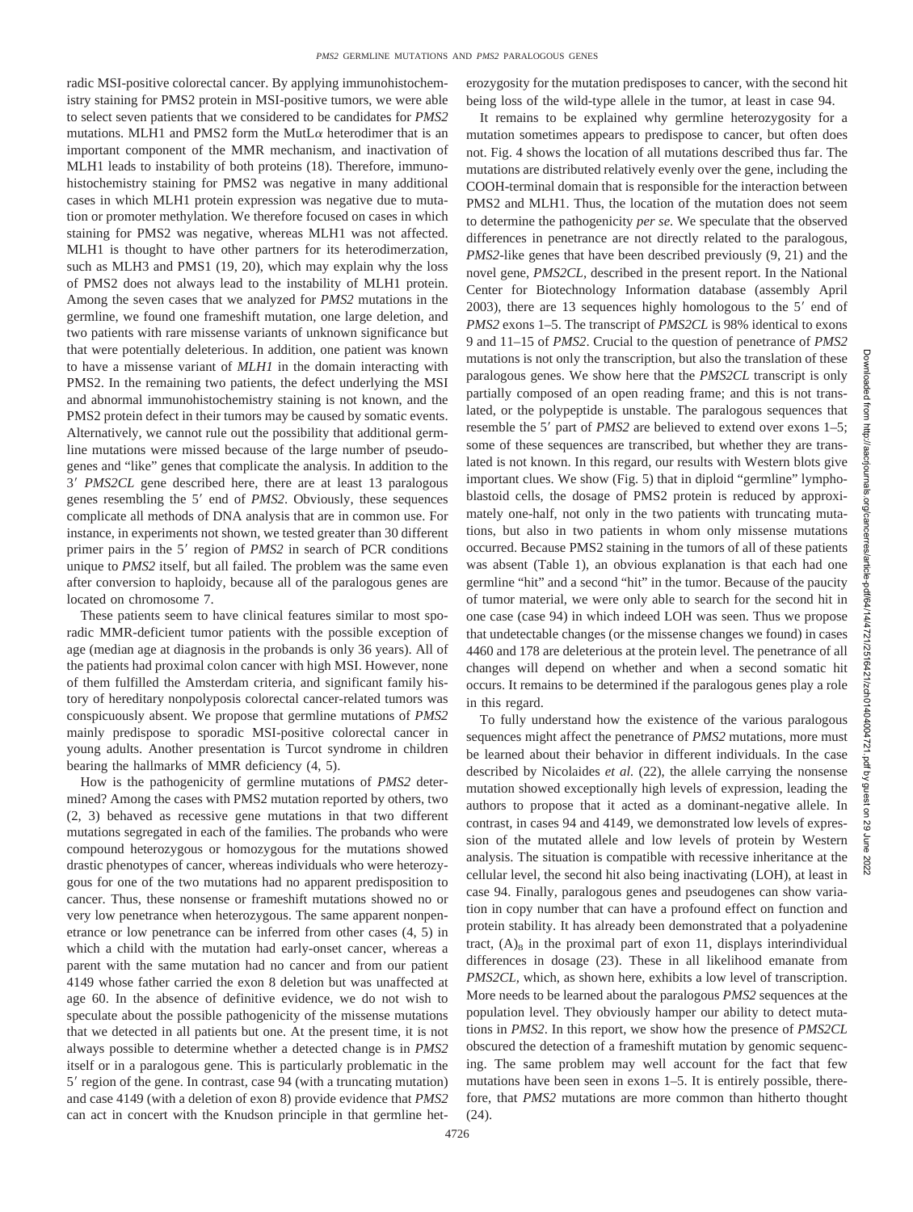radic MSI-positive colorectal cancer. By applying immunohistochemistry staining for PMS2 protein in MSI-positive tumors, we were able to select seven patients that we considered to be candidates for *PMS2* mutations. MLH1 and PMS2 form the MutLα heterodimer that is an important component of the MMR mechanism, and inactivation of MLH1 leads to instability of both proteins (18). Therefore, immunohistochemistry staining for PMS2 was negative in many additional cases in which MLH1 protein expression was negative due to mutation or promoter methylation. We therefore focused on cases in which staining for PMS2 was negative, whereas MLH1 was not affected. MLH1 is thought to have other partners for its heterodimerzation, such as MLH3 and PMS1 (19, 20), which may explain why the loss of PMS2 does not always lead to the instability of MLH1 protein. Among the seven cases that we analyzed for *PMS2* mutations in the germline, we found one frameshift mutation, one large deletion, and two patients with rare missense variants of unknown significance but that were potentially deleterious. In addition, one patient was known to have a missense variant of *MLH1* in the domain interacting with PMS2. In the remaining two patients, the defect underlying the MSI and abnormal immunohistochemistry staining is not known, and the PMS2 protein defect in their tumors may be caused by somatic events. Alternatively, we cannot rule out the possibility that additional germline mutations were missed because of the large number of pseudogenes and "like" genes that complicate the analysis. In addition to the 3′ *PMS2CL* gene described here, there are at least 13 paralogous genes resembling the 5′ end of *PMS2*. Obviously, these sequences complicate all methods of DNA analysis that are in common use. For instance, in experiments not shown, we tested greater than 30 different primer pairs in the 5′ region of *PMS2* in search of PCR conditions unique to *PMS2* itself, but all failed. The problem was the same even after conversion to haploidy, because all of the paralogous genes are located on chromosome 7.

These patients seem to have clinical features similar to most sporadic MMR-deficient tumor patients with the possible exception of age (median age at diagnosis in the probands is only 36 years). All of the patients had proximal colon cancer with high MSI. However, none of them fulfilled the Amsterdam criteria, and significant family history of hereditary nonpolyposis colorectal cancer-related tumors was conspicuously absent. We propose that germline mutations of *PMS2* mainly predispose to sporadic MSI-positive colorectal cancer in young adults. Another presentation is Turcot syndrome in children bearing the hallmarks of MMR deficiency (4, 5).

How is the pathogenicity of germline mutations of *PMS2* determined? Among the cases with PMS2 mutation reported by others, two (2, 3) behaved as recessive gene mutations in that two different mutations segregated in each of the families. The probands who were compound heterozygous or homozygous for the mutations showed drastic phenotypes of cancer, whereas individuals who were heterozygous for one of the two mutations had no apparent predisposition to cancer. Thus, these nonsense or frameshift mutations showed no or very low penetrance when heterozygous. The same apparent nonpenetrance or low penetrance can be inferred from other cases (4, 5) in which a child with the mutation had early-onset cancer, whereas a parent with the same mutation had no cancer and from our patient 4149 whose father carried the exon 8 deletion but was unaffected at age 60. In the absence of definitive evidence, we do not wish to speculate about the possible pathogenicity of the missense mutations that we detected in all patients but one. At the present time, it is not always possible to determine whether a detected change is in *PMS2* itself or in a paralogous gene. This is particularly problematic in the 5′ region of the gene. In contrast, case 94 (with a truncating mutation) and case 4149 (with a deletion of exon 8) provide evidence that *PMS2* can act in concert with the Knudson principle in that germline heterozygosity for the mutation predisposes to cancer, with the second hit being loss of the wild-type allele in the tumor, at least in case 94.

It remains to be explained why germline heterozygosity for a mutation sometimes appears to predispose to cancer, but often does not. Fig. 4 shows the location of all mutations described thus far. The mutations are distributed relatively evenly over the gene, including the COOH-terminal domain that is responsible for the interaction between PMS2 and MLH1. Thus, the location of the mutation does not seem to determine the pathogenicity *per se.* We speculate that the observed differences in penetrance are not directly related to the paralogous, *PMS2*-like genes that have been described previously (9, 21) and the novel gene, *PMS2CL*, described in the present report. In the National Center for Biotechnology Information database (assembly April 2003), there are 13 sequences highly homologous to the 5′ end of *PMS2* exons 1–5. The transcript of *PMS2CL* is 98% identical to exons 9 and 11–15 of *PMS2*. Crucial to the question of penetrance of *PMS2* mutations is not only the transcription, but also the translation of these paralogous genes. We show here that the *PMS2CL* transcript is only partially composed of an open reading frame; and this is not translated, or the polypeptide is unstable. The paralogous sequences that resemble the 5′ part of *PMS2* are believed to extend over exons 1–5; some of these sequences are transcribed, but whether they are translated is not known. In this regard, our results with Western blots give important clues. We show (Fig. 5) that in diploid "germline" lymphoblastoid cells, the dosage of PMS2 protein is reduced by approximately one-half, not only in the two patients with truncating mutations, but also in two patients in whom only missense mutations occurred. Because PMS2 staining in the tumors of all of these patients was absent (Table 1), an obvious explanation is that each had one germline "hit" and a second "hit" in the tumor. Because of the paucity of tumor material, we were only able to search for the second hit in one case (case 94) in which indeed LOH was seen. Thus we propose that undetectable changes (or the missense changes we found) in cases 4460 and 178 are deleterious at the protein level. The penetrance of all changes will depend on whether and when a second somatic hit occurs. It remains to be determined if the paralogous genes play a role in this regard.

To fully understand how the existence of the various paralogous sequences might affect the penetrance of *PMS2* mutations, more must be learned about their behavior in different individuals. In the case described by Nicolaides *et al.* (22), the allele carrying the nonsense mutation showed exceptionally high levels of expression, leading the authors to propose that it acted as a dominant-negative allele. In contrast, in cases 94 and 4149, we demonstrated low levels of expression of the mutated allele and low levels of protein by Western analysis. The situation is compatible with recessive inheritance at the cellular level, the second hit also being inactivating (LOH), at least in case 94. Finally, paralogous genes and pseudogenes can show variation in copy number that can have a profound effect on function and protein stability. It has already been demonstrated that a polyadenine tract, $(A)_8$ in the proximal part of exon 11, displays interindividual differences in dosage (23). These in all likelihood emanate from *PMS2CL*, which, as shown here, exhibits a low level of transcription. More needs to be learned about the paralogous *PMS2* sequences at the population level. They obviously hamper our ability to detect mutations in *PMS2*. In this report, we show how the presence of *PMS2CL* obscured the detection of a frameshift mutation by genomic sequencing. The same problem may well account for the fact that few mutations have been seen in exons 1–5. It is entirely possible, therefore, that *PMS2* mutations are more common than hitherto thought (24).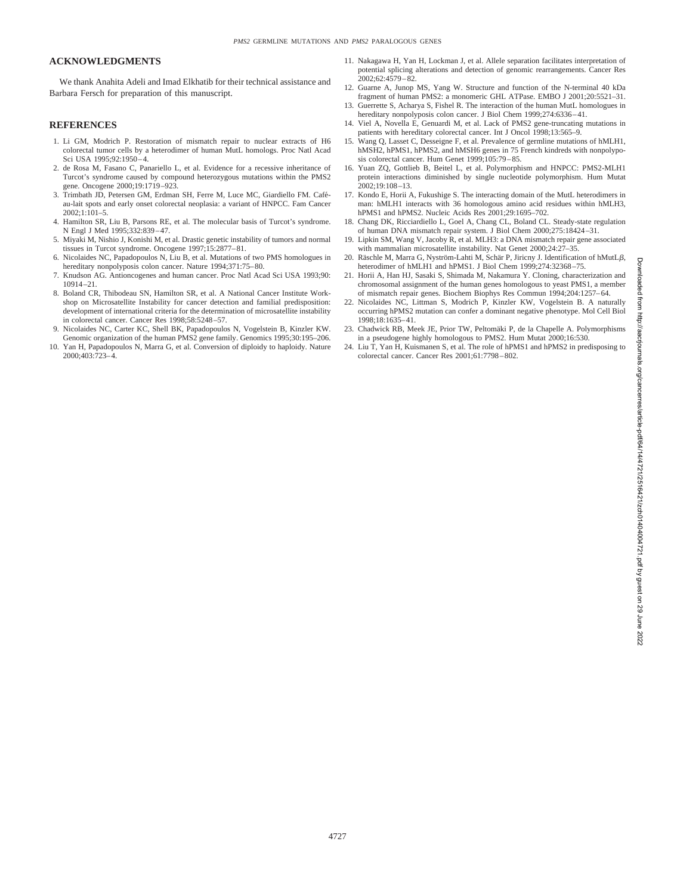## ACKNOWLEDGMENTS

We thank Anahita Adeli and Imad Elkhatib for their technical assistance and Barbara Fersch for preparation of this manuscript.

## REFERENCES

1. Li GM, Modrich P. Restoration of mismatch repair to nuclear extracts of H6 colorectal tumor cells by a heterodimer of human MutL homologs. Proc Natl Acad Sci USA 1995;92:1950–4.
2. de Rosa M, Fasano C, Panariello L, et al. Evidence for a recessive inheritance of Turcot's syndrome caused by compound heterozygous mutations within the PMS2 gene. Oncogene 2000;19:1719–923.
3. Trimbath JD, Petersen GM, Erdman SH, Ferre M, Luce MC, Giardiello FM. Café-au-lait spots and early onset colorectal neoplasia: a variant of HNPCC. Fam Cancer 2002;1:101–5.
4. Hamilton SR, Liu B, Parsons RE, et al. The molecular basis of Turcot's syndrome. N Engl J Med 1995;332:839–47.
5. Miyaki M, Nishio J, Konishi M, et al. Drastic genetic instability of tumors and normal tissues in Turcot syndrome. Oncogene 1997;15:2877–81.
6. Nicolaides NC, Papadopoulos N, Liu B, et al. Mutations of two PMS homologues in hereditary nonpolyposis colon cancer. Nature 1994;371:75–80.
7. Knudson AG. Antioncogenes and human cancer. Proc Natl Acad Sci USA 1993;90: 10914–21.
8. Boland CR, Thibodeau SN, Hamilton SR, et al. A National Cancer Institute Workshop on Microsatellite Instability for cancer detection and familial predisposition: development of international criteria for the determination of microsatellite instability in colorectal cancer. Cancer Res 1998;58:5248–57.
9. Nicolaides NC, Carter KC, Shell BK, Papadopoulos N, Vogelstein B, Kinzler KW. Genomic organization of the human PMS2 gene family. Genomics 1995;30:195–206.
10. Yan H, Papadopoulos N, Marra G, et al. Conversion of diploidy to haploidy. Nature 2000;403:723–4.
11. Nakagawa H, Yan H, Lockman J, et al. Allele separation facilitates interpretation of potential splicing alterations and detection of genomic rearrangements. Cancer Res 2002;62:4579–82.
12. Guarne A, Junop MS, Yang W. Structure and function of the N-terminal 40 kDa fragment of human PMS2: a monomeric GHL ATPase. EMBO J 2001;20:5521–31.
13. Guerrette S, Acharya S, Fishel R. The interaction of the human MutL homologues in hereditary nonpolyposis colon cancer. J Biol Chem 1999;274:6336–41.
14. Viel A, Novella E, Genuardi M, et al. Lack of PMS2 gene-truncating mutations in patients with hereditary colorectal cancer. Int J Oncol 1998;13:565–9.
15. Wang Q, Lasset C, Desseigne F, et al. Prevalence of germline mutations of hMLH1, hMSH2, hPMS1, hPMS2, and hMSH6 genes in 75 French kindreds with nonpolyposis colorectal cancer. Hum Genet 1999;105:79–85.
16. Yuan ZQ, Gottlieb B, Beitel L, et al. Polymorphism and HNPCC: PMS2-MLH1 protein interactions diminished by single nucleotide polymorphism. Hum Mutat 2002;19:108–13.
17. Kondo E, Horii A, Fukushige S. The interacting domain of the MutL heterodimers in man: hMLH1 interacts with 36 homologous amino acid residues within hMLH3, hPMS1 and hPMS2. Nucleic Acids Res 2001;29:1695–702.
18. Chang DK, Ricciardiello L, Goel A, Chang CL, Boland CL. Steady-state regulation of human DNA mismatch repair system. J Biol Chem 2000;275:18424–31.
19. Lipkin SM, Wang V, Jacoby R, et al. MLH3: a DNA mismatch repair gene associated with mammalian microsatellite instability. Nat Genet 2000;24:27–35.
20. Räschle M, Marra G, Nyström-Lahti M, Schär P, Jiricny J. Identification of hMutL$\beta$, heterodimer of hMLH1 and hPMS1. J Biol Chem 1999;274:32368–75.
21. Horii A, Han HJ, Sasaki S, Shimada M, Nakamura Y. Cloning, characterization and chromosomal assignment of the human genes homologous to yeast PMS1, a member of mismatch repair genes. Biochem Biophys Res Commun 1994;204:1257–64.
22. Nicolaides NC, Littman S, Modrich P, Kinzler KW, Vogelstein B. A naturally occurring hPMS2 mutation can confer a dominant negative phenotype. Mol Cell Biol 1998;18:1635–41.
23. Chadwick RB, Meek JE, Prior TW, Peltomäki P, de la Chapelle A. Polymorphisms in a pseudogene highly homologous to PMS2. Hum Mutat 2000;16:530.
24. Liu T, Yan H, Kuismanen S, et al. The role of hPMS1 and hPMS2 in predisposing to colorectal cancer. Cancer Res 2001;61:7798–802.